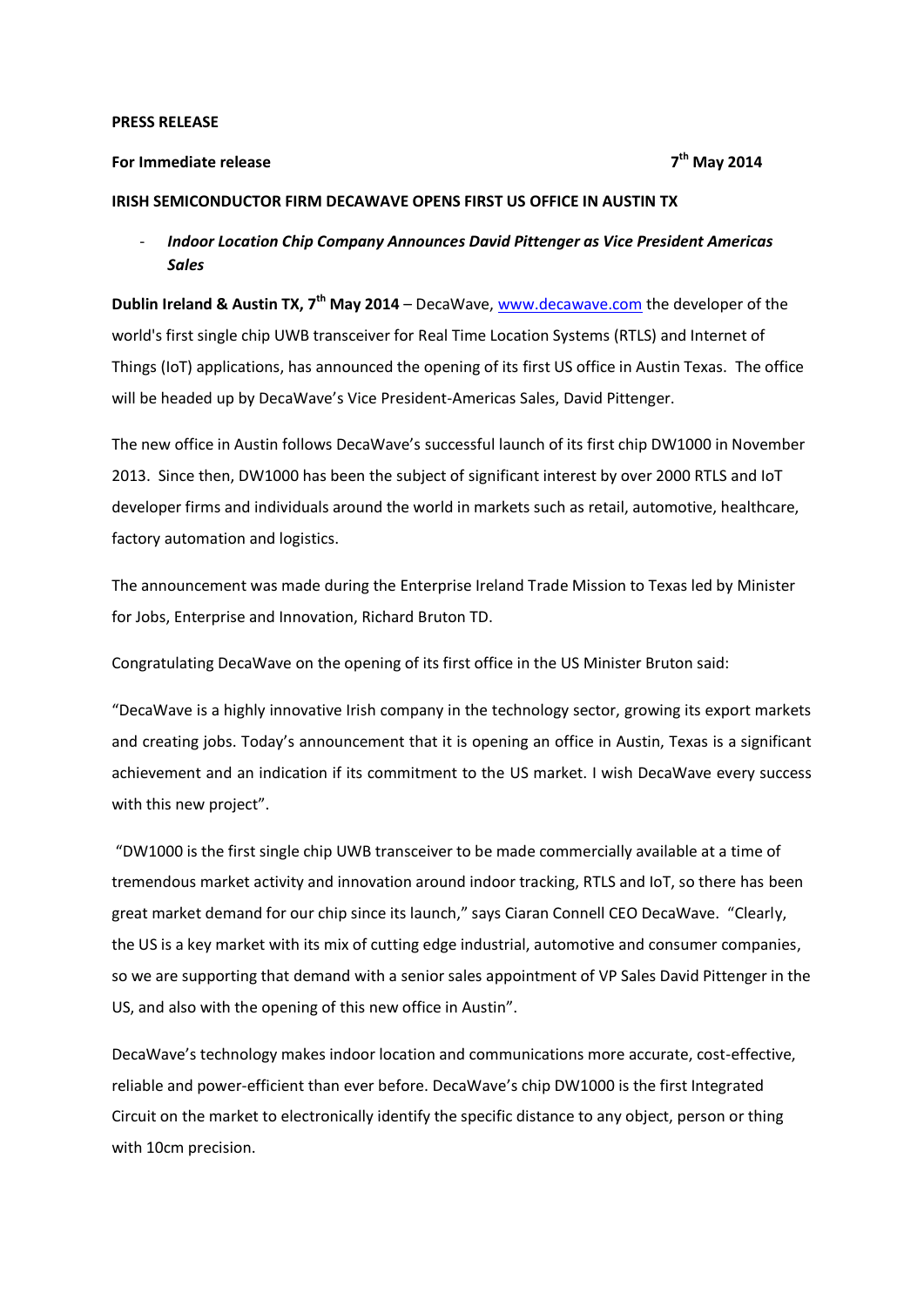**PRESS RELEASE**

**For Immediate release** **7th May 2014**

**IRISH SEMICONDUCTOR FIRM DECAWAVE OPENS FIRST US OFFICE IN AUSTIN TX**

- ***Indoor Location Chip Company Announces David Pittenger as Vice President Americas Sales***

**Dublin Ireland & Austin TX, 7th May 2014** – DecaWave, www.decawave.com the developer of the world's first single chip UWB transceiver for Real Time Location Systems (RTLS) and Internet of Things (IoT) applications, has announced the opening of its first US office in Austin Texas. The office will be headed up by DecaWave's Vice President-Americas Sales, David Pittenger.

The new office in Austin follows DecaWave's successful launch of its first chip DW1000 in November 2013. Since then, DW1000 has been the subject of significant interest by over 2000 RTLS and IoT developer firms and individuals around the world in markets such as retail, automotive, healthcare, factory automation and logistics.

The announcement was made during the Enterprise Ireland Trade Mission to Texas led by Minister for Jobs, Enterprise and Innovation, Richard Bruton TD.

Congratulating DecaWave on the opening of its first office in the US Minister Bruton said:

"DecaWave is a highly innovative Irish company in the technology sector, growing its export markets and creating jobs. Today's announcement that it is opening an office in Austin, Texas is a significant achievement and an indication if its commitment to the US market. I wish DecaWave every success with this new project".

"DW1000 is the first single chip UWB transceiver to be made commercially available at a time of tremendous market activity and innovation around indoor tracking, RTLS and IoT, so there has been great market demand for our chip since its launch," says Ciaran Connell CEO DecaWave. "Clearly, the US is a key market with its mix of cutting edge industrial, automotive and consumer companies, so we are supporting that demand with a senior sales appointment of VP Sales David Pittenger in the US, and also with the opening of this new office in Austin".

DecaWave's technology makes indoor location and communications more accurate, cost-effective, reliable and power-efficient than ever before. DecaWave's chip DW1000 is the first Integrated Circuit on the market to electronically identify the specific distance to any object, person or thing with 10cm precision.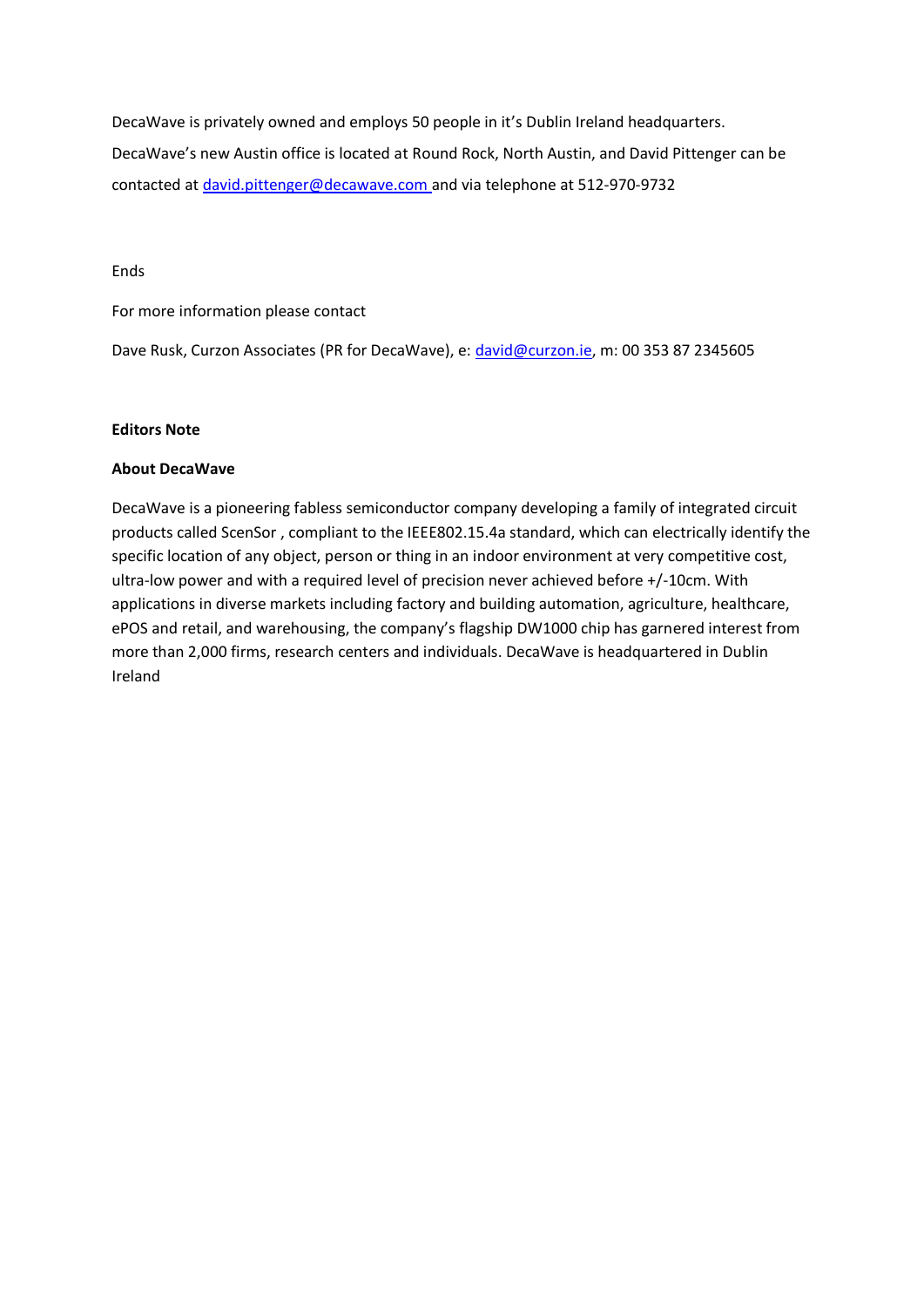DecaWave is privately owned and employs 50 people in it's Dublin Ireland headquarters. DecaWave's new Austin office is located at Round Rock, North Austin, and David Pittenger can be contacted at david.pittenger@decawave.com and via telephone at 512-970-9732

Ends

For more information please contact

Dave Rusk, Curzon Associates (PR for DecaWave), e: david@curzon.ie, m: 00 353 87 2345605

**Editors Note**

**About DecaWave**

DecaWave is a pioneering fabless semiconductor company developing a family of integrated circuit products called ScenSor , compliant to the IEEE802.15.4a standard, which can electrically identify the specific location of any object, person or thing in an indoor environment at very competitive cost, ultra-low power and with a required level of precision never achieved before +/-10cm. With applications in diverse markets including factory and building automation, agriculture, healthcare, ePOS and retail, and warehousing, the company's flagship DW1000 chip has garnered interest from more than 2,000 firms, research centers and individuals. DecaWave is headquartered in Dublin Ireland